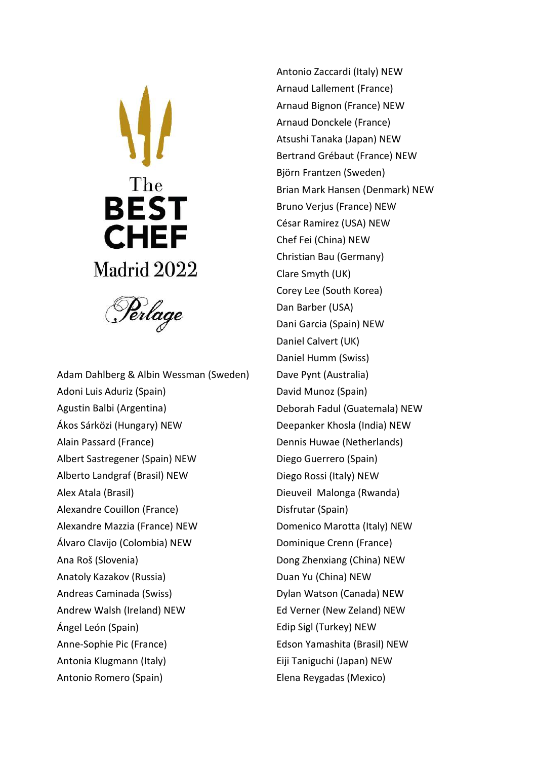# The BEST CHEF Madrid 2022

Perlage

Adam Dahlberg & Albin Wessman (Sweden)
Adoni Luis Aduriz (Spain)
Agustin Balbi (Argentina)
Ákos Sárközi (Hungary) NEW
Alain Passard (France)
Albert Sastregener (Spain) NEW
Alberto Landgraf (Brasil) NEW
Alex Atala (Brasil)
Alexandre Couillon (France)
Alexandre Mazzia (France) NEW
Álvaro Clavijo (Colombia) NEW
Ana Roš (Slovenia)
Anatoly Kazakov (Russia)
Andreas Caminada (Swiss)
Andrew Walsh (Ireland) NEW
Ángel León (Spain)
Anne-Sophie Pic (France)
Antonia Klugmann (Italy)
Antonio Romero (Spain)
Antonio Zaccardi (Italy) NEW
Arnaud Lallement (France)
Arnaud Bignon (France) NEW
Arnaud Donckele (France)
Atsushi Tanaka (Japan) NEW
Bertrand Grébaut (France) NEW
Björn Frantzen (Sweden)
Brian Mark Hansen (Denmark) NEW
Bruno Verjus (France) NEW
César Ramirez (USA) NEW
Chef Fei (China) NEW
Christian Bau (Germany)
Clare Smyth (UK)
Corey Lee (South Korea)
Dan Barber (USA)
Dani Garcia (Spain) NEW
Daniel Calvert (UK)
Daniel Humm (Swiss)
Dave Pynt (Australia)
David Munoz (Spain)
Deborah Fadul (Guatemala) NEW
Deepanker Khosla (India) NEW
Dennis Huwae (Netherlands)
Diego Guerrero (Spain)
Diego Rossi (Italy) NEW
Dieuveil Malonga (Rwanda)
Disfrutar (Spain)
Domenico Marotta (Italy) NEW
Dominique Crenn (France)
Dong Zhenxiang (China) NEW
Duan Yu (China) NEW
Dylan Watson (Canada) NEW
Ed Verner (New Zeland) NEW
Edip Sigl (Turkey) NEW
Edson Yamashita (Brasil) NEW
Eiji Taniguchi (Japan) NEW
Elena Reygadas (Mexico)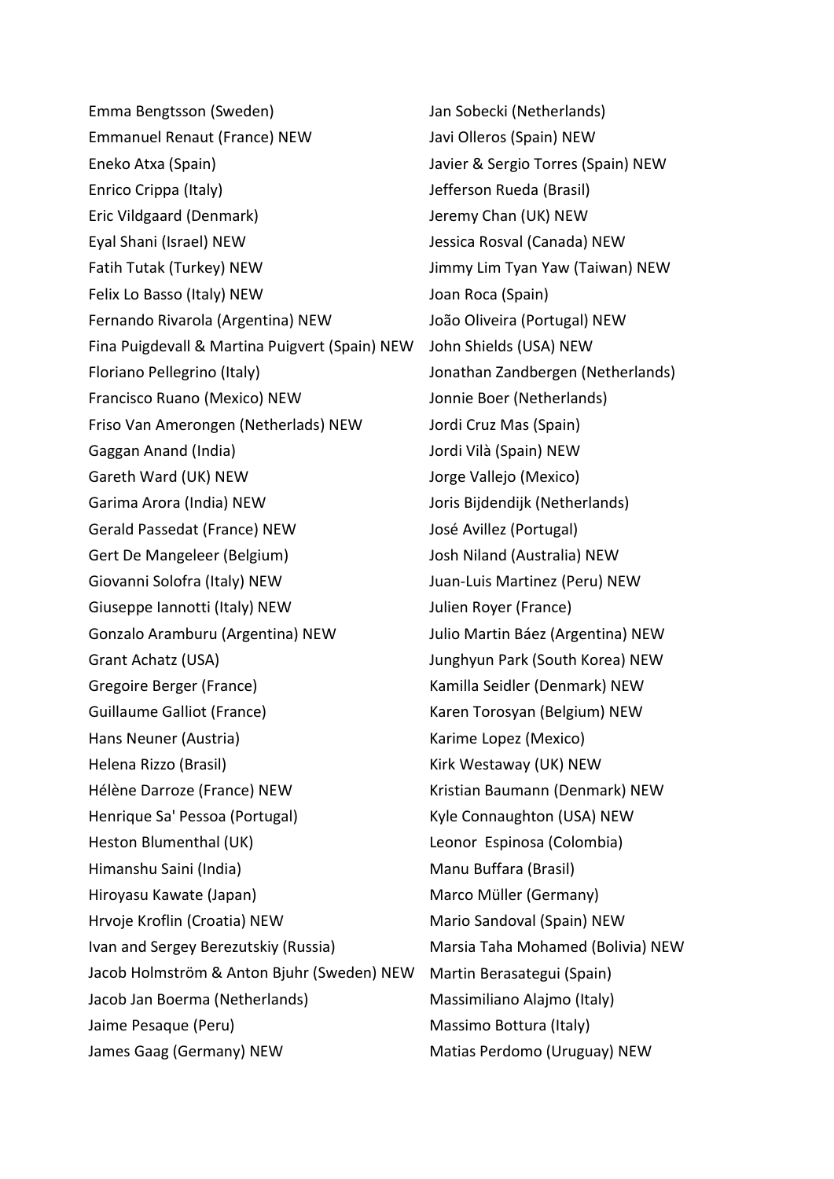Emma Bengtsson (Sweden)
Emmanuel Renaut (France) NEW
Eneko Atxa (Spain)
Enrico Crippa (Italy)
Eric Vildgaard (Denmark)
Eyal Shani (Israel) NEW
Fatih Tutak (Turkey) NEW
Felix Lo Basso (Italy) NEW
Fernando Rivarola (Argentina) NEW
Fina Puigdevall & Martina Puigvert (Spain) NEW
Floriano Pellegrino (Italy)
Francisco Ruano (Mexico) NEW
Friso Van Amerongen (Netherlads) NEW
Gaggan Anand (India)
Gareth Ward (UK) NEW
Garima Arora (India) NEW
Gerald Passedat (France) NEW
Gert De Mangeleer (Belgium)
Giovanni Solofra (Italy) NEW
Giuseppe Iannotti (Italy) NEW
Gonzalo Aramburu (Argentina) NEW
Grant Achatz (USA)
Gregoire Berger (France)
Guillaume Galliot (France)
Hans Neuner (Austria)
Helena Rizzo (Brasil)
Hélène Darroze (France) NEW
Henrique Sa' Pessoa (Portugal)
Heston Blumenthal (UK)
Himanshu Saini (India)
Hiroyasu Kawate (Japan)
Hrvoje Kroflin (Croatia) NEW
Ivan and Sergey Berezutskiy (Russia)
Jacob Holmström & Anton Bjuhr (Sweden) NEW
Jacob Jan Boerma (Netherlands)
Jaime Pesaque (Peru)
James Gaag (Germany) NEW
Jan Sobecki (Netherlands)
Javi Olleros (Spain) NEW
Javier & Sergio Torres (Spain) NEW
Jefferson Rueda (Brasil)
Jeremy Chan (UK) NEW
Jessica Rosval (Canada) NEW
Jimmy Lim Tyan Yaw (Taiwan) NEW
Joan Roca (Spain)
João Oliveira (Portugal) NEW
John Shields (USA) NEW
Jonathan Zandbergen (Netherlands)
Jonnie Boer (Netherlands)
Jordi Cruz Mas (Spain)
Jordi Vilà (Spain) NEW
Jorge Vallejo (Mexico)
Joris Bijdendijk (Netherlands)
José Avillez (Portugal)
Josh Niland (Australia) NEW
Juan-Luis Martinez (Peru) NEW
Julien Royer (France)
Julio Martin Báez (Argentina) NEW
Junghyun Park (South Korea) NEW
Kamilla Seidler (Denmark) NEW
Karen Torosyan (Belgium) NEW
Karime Lopez (Mexico)
Kirk Westaway (UK) NEW
Kristian Baumann (Denmark) NEW
Kyle Connaughton (USA) NEW
Leonor Espinosa (Colombia)
Manu Buffara (Brasil)
Marco Müller (Germany)
Mario Sandoval (Spain) NEW
Marsia Taha Mohamed (Bolivia) NEW
Martin Berasategui (Spain)
Massimiliano Alajmo (Italy)
Massimo Bottura (Italy)
Matias Perdomo (Uruguay) NEW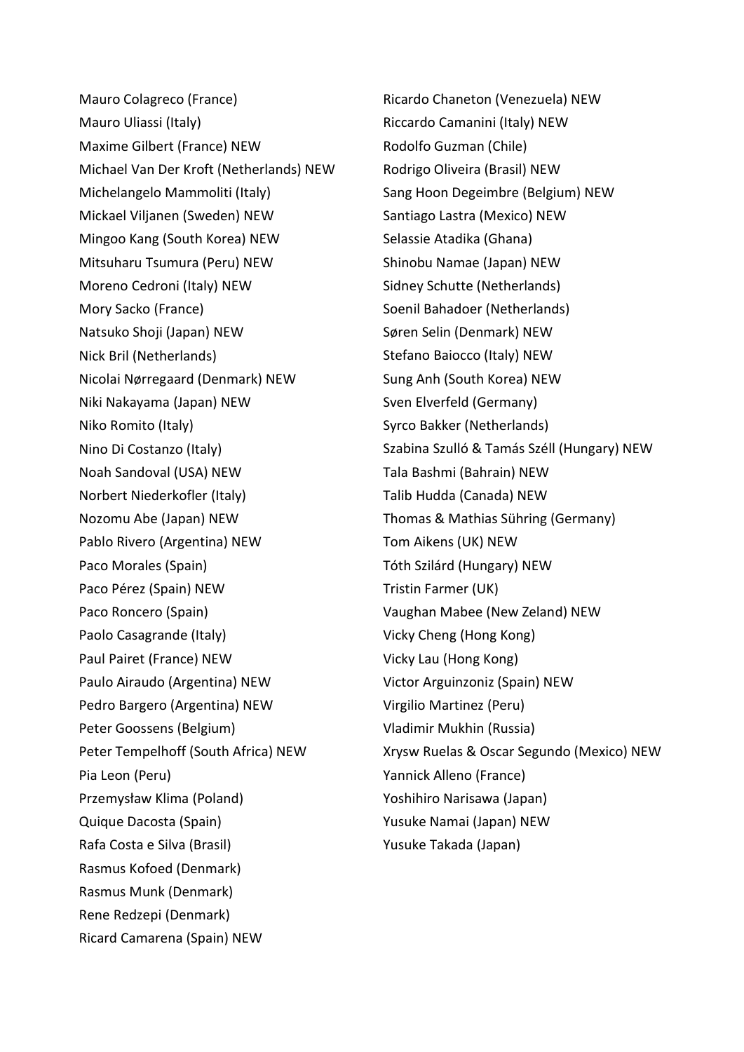Mauro Colagreco (France)
Mauro Uliassi (Italy)
Maxime Gilbert (France) NEW
Michael Van Der Kroft (Netherlands) NEW
Michelangelo Mammoliti (Italy)
Mickael Viljanen (Sweden) NEW
Mingoo Kang (South Korea) NEW
Mitsuharu Tsumura (Peru) NEW
Moreno Cedroni (Italy) NEW
Mory Sacko (France)
Natsuko Shoji (Japan) NEW
Nick Bril (Netherlands)
Nicolai Nørregaard (Denmark) NEW
Niki Nakayama (Japan) NEW
Niko Romito (Italy)
Nino Di Costanzo (Italy)
Noah Sandoval (USA) NEW
Norbert Niederkofler (Italy)
Nozomu Abe (Japan) NEW
Pablo Rivero (Argentina) NEW
Paco Morales (Spain)
Paco Pérez (Spain) NEW
Paco Roncero (Spain)
Paolo Casagrande (Italy)
Paul Pairet (France) NEW
Paulo Airaudo (Argentina) NEW
Pedro Bargero (Argentina) NEW
Peter Goossens (Belgium)
Peter Tempelhoff (South Africa) NEW
Pia Leon (Peru)
Przemysław Klima (Poland)
Quique Dacosta (Spain)
Rafa Costa e Silva (Brasil)
Rasmus Kofoed (Denmark)
Rasmus Munk (Denmark)
Rene Redzepi (Denmark)
Ricard Camarena (Spain) NEW
Ricardo Chaneton (Venezuela) NEW
Riccardo Camanini (Italy) NEW
Rodolfo Guzman (Chile)
Rodrigo Oliveira (Brasil) NEW
Sang Hoon Degeimbre (Belgium) NEW
Santiago Lastra (Mexico) NEW
Selassie Atadika (Ghana)
Shinobu Namae (Japan) NEW
Sidney Schutte (Netherlands)
Soenil Bahadoer (Netherlands)
Søren Selin (Denmark) NEW
Stefano Baiocco (Italy) NEW
Sung Anh (South Korea) NEW
Sven Elverfeld (Germany)
Syrco Bakker (Netherlands)
Szabina Szulló & Tamás Széll (Hungary) NEW
Tala Bashmi (Bahrain) NEW
Talib Hudda (Canada) NEW
Thomas & Mathias Sühring (Germany)
Tom Aikens (UK) NEW
Tóth Szilárd (Hungary) NEW
Tristin Farmer (UK)
Vaughan Mabee (New Zeland) NEW
Vicky Cheng (Hong Kong)
Vicky Lau (Hong Kong)
Victor Arguinzoniz (Spain) NEW
Virgilio Martinez (Peru)
Vladimir Mukhin (Russia)
Xrysw Ruelas & Oscar Segundo (Mexico) NEW
Yannick Alleno (France)
Yoshihiro Narisawa (Japan)
Yusuke Namai (Japan) NEW
Yusuke Takada (Japan)